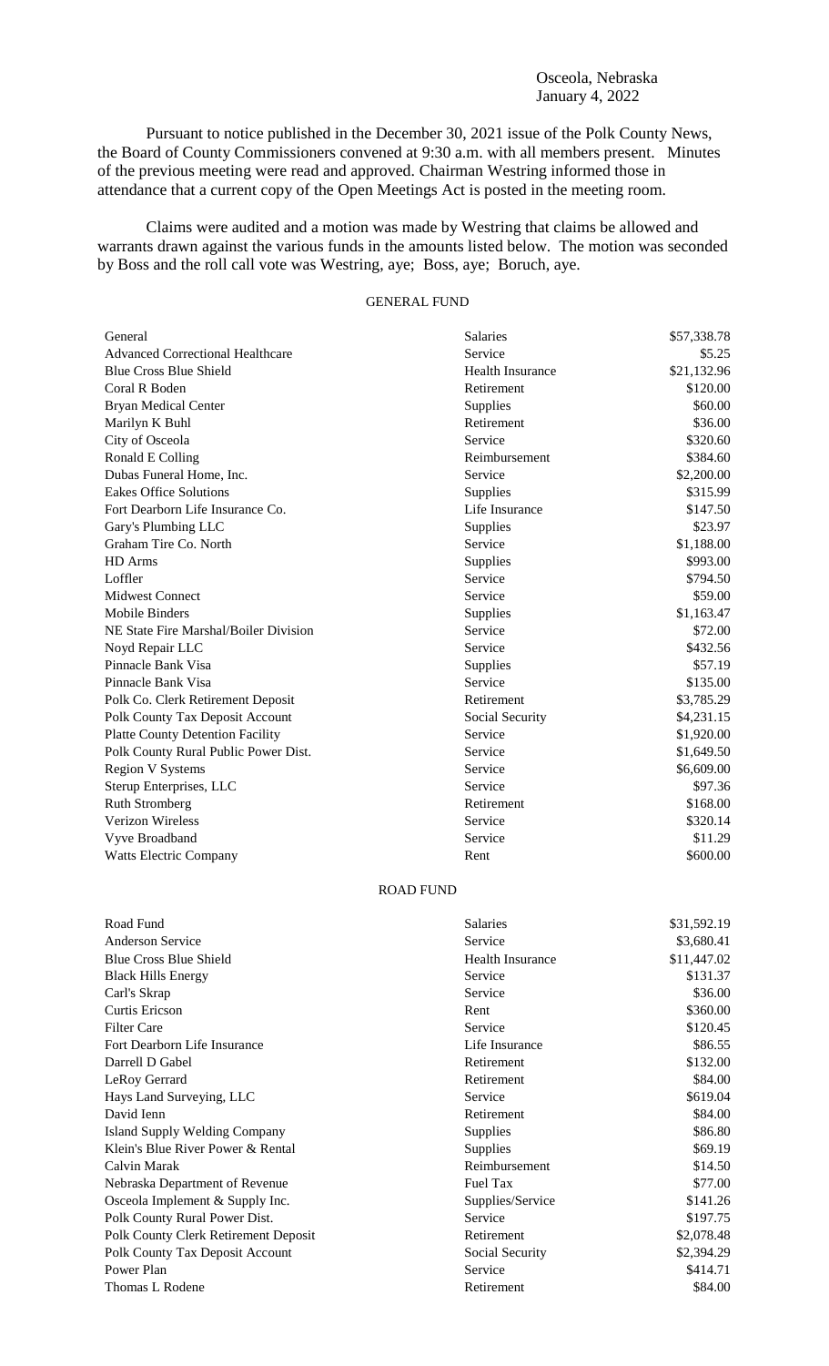Osceola, Nebraska
January 4, 2022

Pursuant to notice published in the December 30, 2021 issue of the Polk County News, the Board of County Commissioners convened at 9:30 a.m. with all members present. Minutes of the previous meeting were read and approved. Chairman Westring informed those in attendance that a current copy of the Open Meetings Act is posted in the meeting room.

Claims were audited and a motion was made by Westring that claims be allowed and warrants drawn against the various funds in the amounts listed below. The motion was seconded by Boss and the roll call vote was Westring, aye; Boss, aye; Boruch, aye.

## GENERAL FUND

| | | |
|---|---|---|
| General | Salaries | $57,338.78 |
| Advanced Correctional Healthcare | Service | $5.25 |
| Blue Cross Blue Shield | Health Insurance | $21,132.96 |
| Coral R Boden | Retirement | $120.00 |
| Bryan Medical Center | Supplies | $60.00 |
| Marilyn K Buhl | Retirement | $36.00 |
| City of Osceola | Service | $320.60 |
| Ronald E Colling | Reimbursement | $384.60 |
| Dubas Funeral Home, Inc. | Service | $2,200.00 |
| Eakes Office Solutions | Supplies | $315.99 |
| Fort Dearborn Life Insurance Co. | Life Insurance | $147.50 |
| Gary's Plumbing LLC | Supplies | $23.97 |
| Graham Tire Co. North | Service | $1,188.00 |
| HD Arms | Supplies | $993.00 |
| Loffler | Service | $794.50 |
| Midwest Connect | Service | $59.00 |
| Mobile Binders | Supplies | $1,163.47 |
| NE State Fire Marshal/Boiler Division | Service | $72.00 |
| Noyd Repair LLC | Service | $432.56 |
| Pinnacle Bank Visa | Supplies | $57.19 |
| Pinnacle Bank Visa | Service | $135.00 |
| Polk Co. Clerk Retirement Deposit | Retirement | $3,785.29 |
| Polk County Tax Deposit Account | Social Security | $4,231.15 |
| Platte County Detention Facility | Service | $1,920.00 |
| Polk County Rural Public Power Dist. | Service | $1,649.50 |
| Region V Systems | Service | $6,609.00 |
| Sterup Enterprises, LLC | Service | $97.36 |
| Ruth Stromberg | Retirement | $168.00 |
| Verizon Wireless | Service | $320.14 |
| Vyve Broadband | Service | $11.29 |
| Watts Electric Company | Rent | $600.00 |

## ROAD FUND

| | | |
|---|---|---|
| Road Fund | Salaries | $31,592.19 |
| Anderson Service | Service | $3,680.41 |
| Blue Cross Blue Shield | Health Insurance | $11,447.02 |
| Black Hills Energy | Service | $131.37 |
| Carl's Skrap | Service | $36.00 |
| Curtis Ericson | Rent | $360.00 |
| Filter Care | Service | $120.45 |
| Fort Dearborn Life Insurance | Life Insurance | $86.55 |
| Darrell D Gabel | Retirement | $132.00 |
| LeRoy Gerrard | Retirement | $84.00 |
| Hays Land Surveying, LLC | Service | $619.04 |
| David Ienn | Retirement | $84.00 |
| Island Supply Welding Company | Supplies | $86.80 |
| Klein's Blue River Power & Rental | Supplies | $69.19 |
| Calvin Marak | Reimbursement | $14.50 |
| Nebraska Department of Revenue | Fuel Tax | $77.00 |
| Osceola Implement & Supply Inc. | Supplies/Service | $141.26 |
| Polk County Rural Power Dist. | Service | $197.75 |
| Polk County Clerk Retirement Deposit | Retirement | $2,078.48 |
| Polk County Tax Deposit Account | Social Security | $2,394.29 |
| Power Plan | Service | $414.71 |
| Thomas L Rodene | Retirement | $84.00 |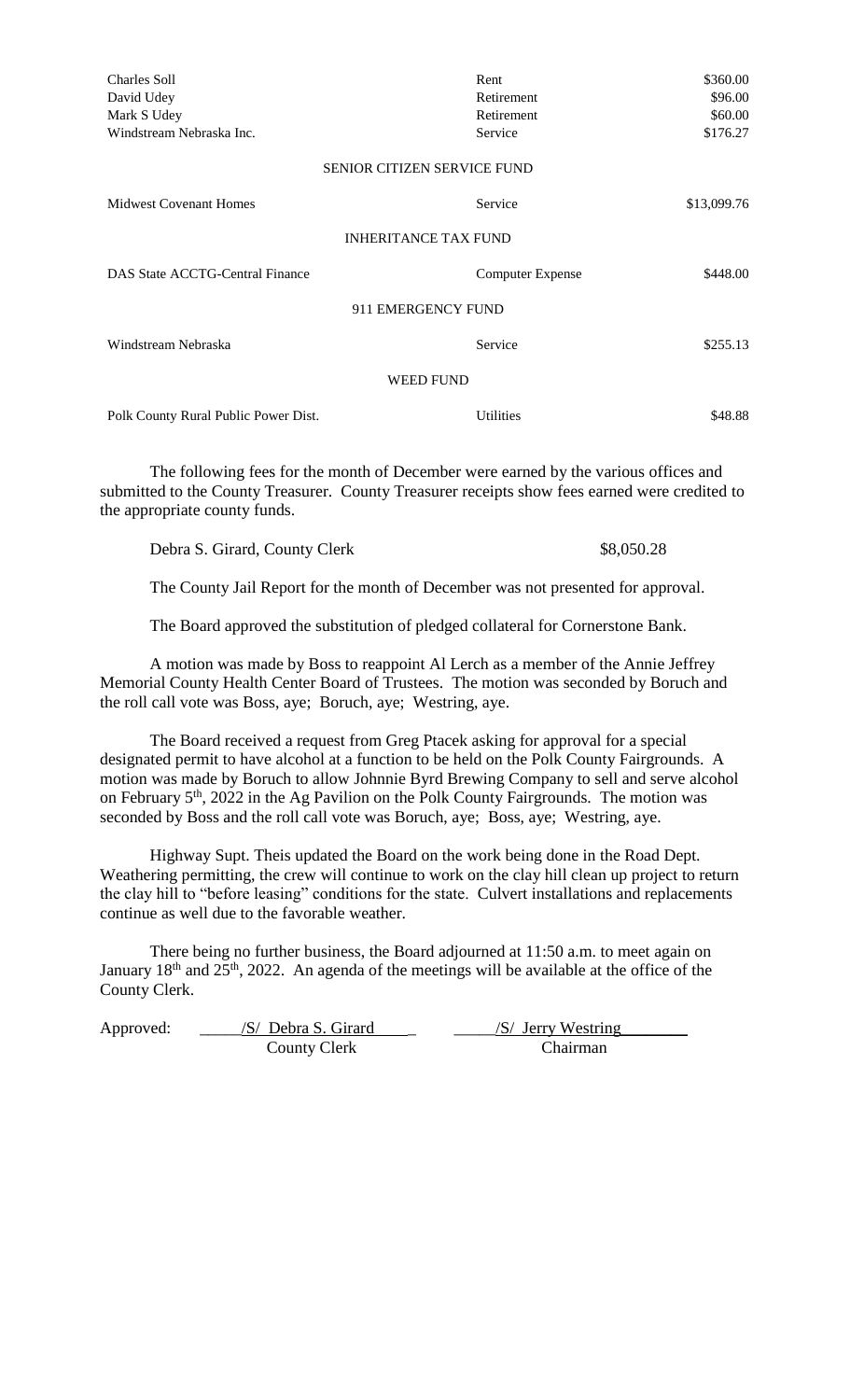| | | |
|---|---|---|
| Charles Soll | Rent | \$360.00 |
| David Udey | Retirement | \$96.00 |
| Mark S Udey | Retirement | \$60.00 |
| Windstream Nebraska Inc. | Service | \$176.27 |

SENIOR CITIZEN SERVICE FUND

| | | |
|---|---|---|
| Midwest Covenant Homes | Service | \$13,099.76 |

INHERITANCE TAX FUND

| | | |
|---|---|---|
| DAS State ACCTG-Central Finance | Computer Expense | \$448.00 |

911 EMERGENCY FUND

| | | |
|---|---|---|
| Windstream Nebraska | Service | \$255.13 |

WEED FUND

| | | |
|---|---|---|
| Polk County Rural Public Power Dist. | Utilities | \$48.88 |

The following fees for the month of December were earned by the various offices and submitted to the County Treasurer. County Treasurer receipts show fees earned were credited to the appropriate county funds.

Debra S. Girard, County Clerk $8,050.28

The County Jail Report for the month of December was not presented for approval.

The Board approved the substitution of pledged collateral for Cornerstone Bank.

A motion was made by Boss to reappoint Al Lerch as a member of the Annie Jeffrey Memorial County Health Center Board of Trustees. The motion was seconded by Boruch and the roll call vote was Boss, aye; Boruch, aye; Westring, aye.

The Board received a request from Greg Ptacek asking for approval for a special designated permit to have alcohol at a function to be held on the Polk County Fairgrounds. A motion was made by Boruch to allow Johnnie Byrd Brewing Company to sell and serve alcohol on February 5th, 2022 in the Ag Pavilion on the Polk County Fairgrounds. The motion was seconded by Boss and the roll call vote was Boruch, aye; Boss, aye; Westring, aye.

Highway Supt. Theis updated the Board on the work being done in the Road Dept. Weathering permitting, the crew will continue to work on the clay hill clean up project to return the clay hill to "before leasing" conditions for the state. Culvert installations and replacements continue as well due to the favorable weather.

There being no further business, the Board adjourned at 11:50 a.m. to meet again on January 18th and 25th, 2022. An agenda of the meetings will be available at the office of the County Clerk.

Approved: /S/ Debra S. Girard — County Clerk     /S/ Jerry Westring — Chairman